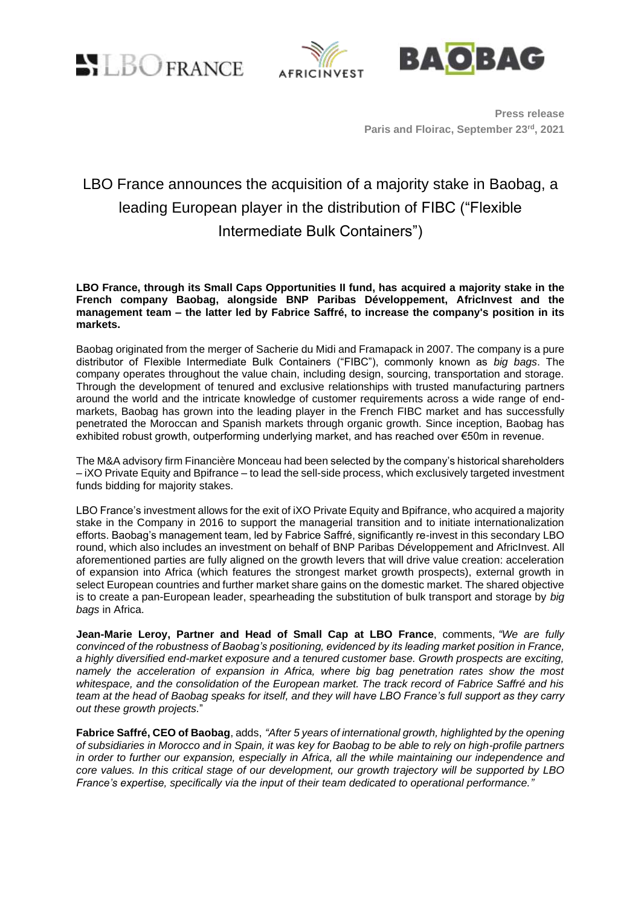**Press release**
**Paris and Floirac, September 23rd, 2021**

# LBO France announces the acquisition of a majority stake in Baobag, a leading European player in the distribution of FIBC ("Flexible Intermediate Bulk Containers")

**LBO France, through its Small Caps Opportunities II fund, has acquired a majority stake in the French company Baobag, alongside BNP Paribas Développement, AfricInvest and the management team – the latter led by Fabrice Saffré, to increase the company's position in its markets.**

Baobag originated from the merger of Sacherie du Midi and Framapack in 2007. The company is a pure distributor of Flexible Intermediate Bulk Containers ("FIBC"), commonly known as *big bags*. The company operates throughout the value chain, including design, sourcing, storage, transportation and storage. Through the development of tenured and exclusive relationships with trusted manufacturing partners around the world and the intricate knowledge of customer requirements across a wide range of end-markets, Baobag has grown into the leading player in the French FIBC market and has successfully penetrated the Moroccan and Spanish markets through organic growth. Since inception, Baobag has exhibited robust growth, outperforming underlying market, and has reached over €50m in revenue.

The M&A advisory firm Financière Monceau had been selected by the company's historical shareholders – iXO Private Equity and Bpifrance – to lead the sell-side process, which exclusively targeted investment funds bidding for majority stakes.

LBO France's investment allows for the exit of iXO Private Equity and Bpifrance, who acquired a majority stake in the Company in 2016 to support the managerial transition and to initiate internationalization efforts. Baobag's management team, led by Fabrice Saffré, significantly re-invest in this secondary LBO round, which also includes an investment on behalf of BNP Paribas Développement and AfricInvest. All aforementioned parties are fully aligned on the growth levers that will drive value creation: acceleration of expansion into Africa (which features the strongest market growth prospects), external growth in select European countries and further market share gains on the domestic market. The shared objective is to create a pan-European leader, spearheading the substitution of bulk transport and storage by *big bags* in Africa.

**Jean-Marie Leroy, Partner and Head of Small Cap at LBO France**, comments, *"We are fully convinced of the robustness of Baobag's positioning, evidenced by its leading market position in France, a highly diversified end-market exposure and a tenured customer base. Growth prospects are exciting, namely the acceleration of expansion in Africa, where big bag penetration rates show the most whitespace, and the consolidation of the European market. The track record of Fabrice Saffré and his team at the head of Baobag speaks for itself, and they will have LBO France's full support as they carry out these growth projects.*"

**Fabrice Saffré, CEO of Baobag**, adds, *"After 5 years of international growth, highlighted by the opening of subsidiaries in Morocco and in Spain, it was key for Baobag to be able to rely on high-profile partners in order to further our expansion, especially in Africa, all the while maintaining our independence and core values. In this critical stage of our development, our growth trajectory will be supported by LBO France's expertise, specifically via the input of their team dedicated to operational performance."*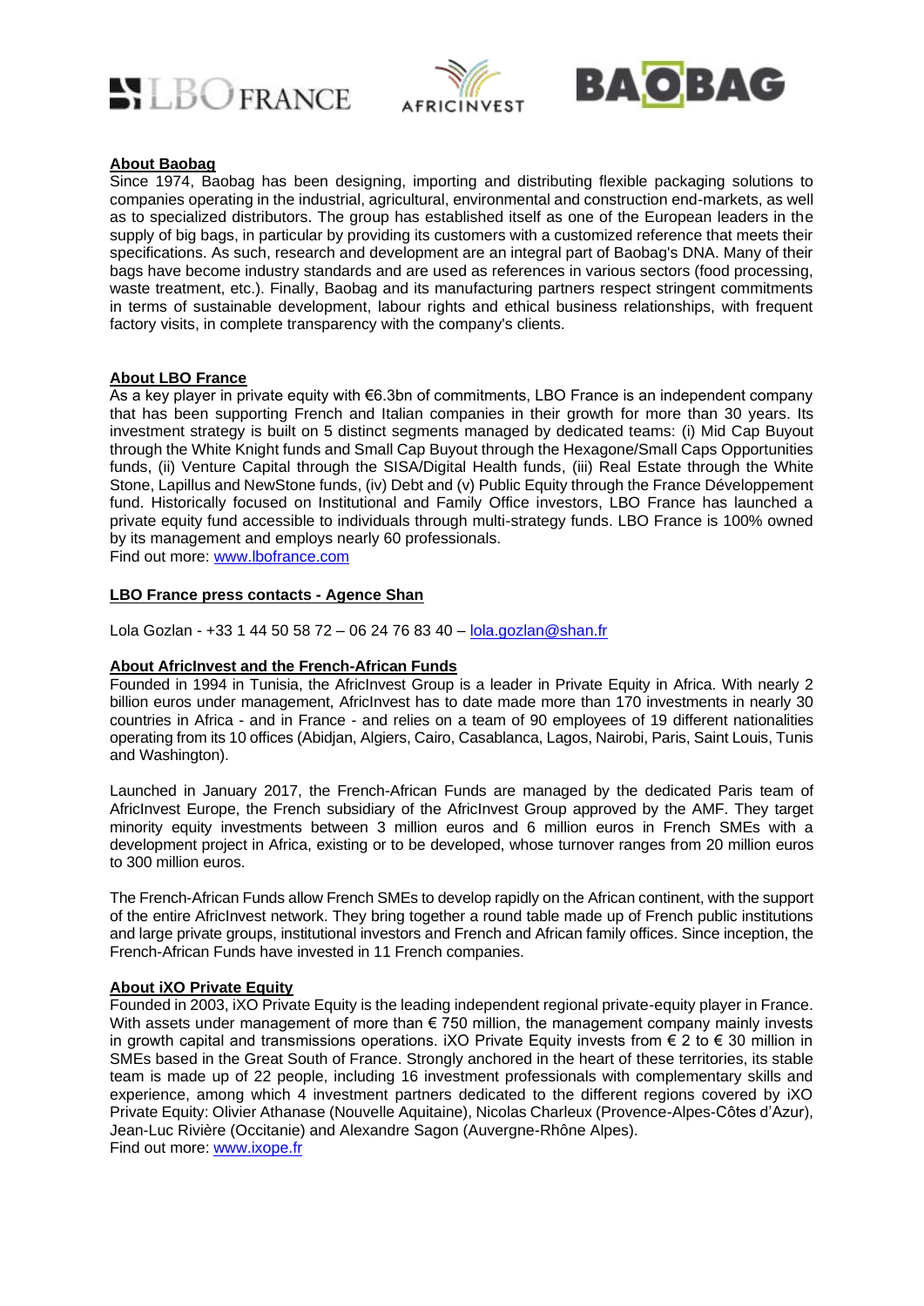**About Baobag**

Since 1974, Baobag has been designing, importing and distributing flexible packaging solutions to companies operating in the industrial, agricultural, environmental and construction end-markets, as well as to specialized distributors. The group has established itself as one of the European leaders in the supply of big bags, in particular by providing its customers with a customized reference that meets their specifications. As such, research and development are an integral part of Baobag's DNA. Many of their bags have become industry standards and are used as references in various sectors (food processing, waste treatment, etc.). Finally, Baobag and its manufacturing partners respect stringent commitments in terms of sustainable development, labour rights and ethical business relationships, with frequent factory visits, in complete transparency with the company's clients.

**About LBO France**

As a key player in private equity with €6.3bn of commitments, LBO France is an independent company that has been supporting French and Italian companies in their growth for more than 30 years. Its investment strategy is built on 5 distinct segments managed by dedicated teams: (i) Mid Cap Buyout through the White Knight funds and Small Cap Buyout through the Hexagone/Small Caps Opportunities funds, (ii) Venture Capital through the SISA/Digital Health funds, (iii) Real Estate through the White Stone, Lapillus and NewStone funds, (iv) Debt and (v) Public Equity through the France Développement fund. Historically focused on Institutional and Family Office investors, LBO France has launched a private equity fund accessible to individuals through multi-strategy funds. LBO France is 100% owned by its management and employs nearly 60 professionals.
Find out more: www.lbofrance.com

**LBO France press contacts - Agence Shan**

Lola Gozlan - +33 1 44 50 58 72 – 06 24 76 83 40 – lola.gozlan@shan.fr

**About AfricInvest and the French-African Funds**

Founded in 1994 in Tunisia, the AfricInvest Group is a leader in Private Equity in Africa. With nearly 2 billion euros under management, AfricInvest has to date made more than 170 investments in nearly 30 countries in Africa - and in France - and relies on a team of 90 employees of 19 different nationalities operating from its 10 offices (Abidjan, Algiers, Cairo, Casablanca, Lagos, Nairobi, Paris, Saint Louis, Tunis and Washington).

Launched in January 2017, the French-African Funds are managed by the dedicated Paris team of AfricInvest Europe, the French subsidiary of the AfricInvest Group approved by the AMF. They target minority equity investments between 3 million euros and 6 million euros in French SMEs with a development project in Africa, existing or to be developed, whose turnover ranges from 20 million euros to 300 million euros.

The French-African Funds allow French SMEs to develop rapidly on the African continent, with the support of the entire AfricInvest network. They bring together a round table made up of French public institutions and large private groups, institutional investors and French and African family offices. Since inception, the French-African Funds have invested in 11 French companies.

**About iXO Private Equity**

Founded in 2003, iXO Private Equity is the leading independent regional private-equity player in France. With assets under management of more than € 750 million, the management company mainly invests in growth capital and transmissions operations. iXO Private Equity invests from € 2 to € 30 million in SMEs based in the Great South of France. Strongly anchored in the heart of these territories, its stable team is made up of 22 people, including 16 investment professionals with complementary skills and experience, among which 4 investment partners dedicated to the different regions covered by iXO Private Equity: Olivier Athanase (Nouvelle Aquitaine), Nicolas Charleux (Provence-Alpes-Côtes d'Azur), Jean-Luc Rivière (Occitanie) and Alexandre Sagon (Auvergne-Rhône Alpes).
Find out more: www.ixope.fr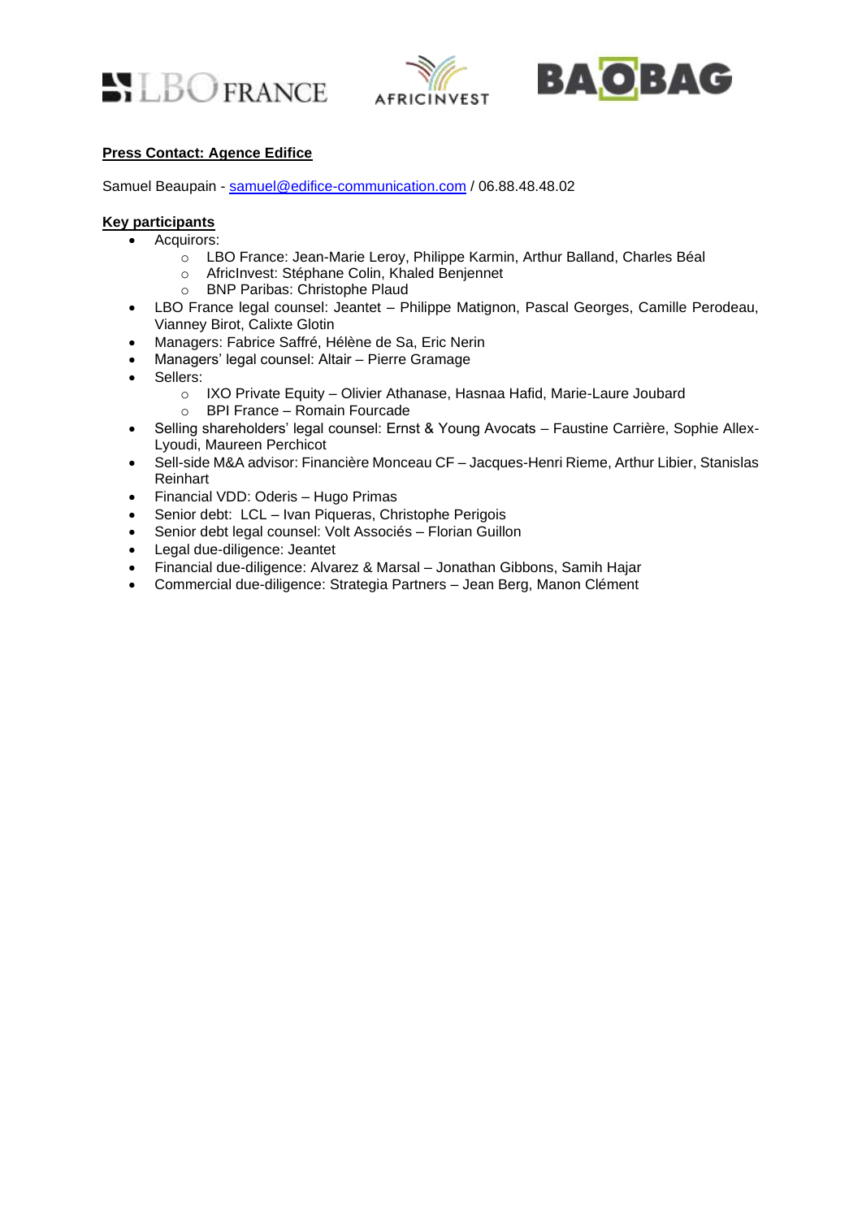**Press Contact: Agence Edifice**

Samuel Beaupain - samuel@edifice-communication.com / 06.88.48.48.02

**Key participants**

- Acquirors:
  - LBO France: Jean-Marie Leroy, Philippe Karmin, Arthur Balland, Charles Béal
  - AfricInvest: Stéphane Colin, Khaled Benjennet
  - BNP Paribas: Christophe Plaud
- LBO France legal counsel: Jeantet – Philippe Matignon, Pascal Georges, Camille Perodeau, Vianney Birot, Calixte Glotin
- Managers: Fabrice Saffré, Hélène de Sa, Eric Nerin
- Managers' legal counsel: Altair – Pierre Gramage
- Sellers:
  - IXO Private Equity – Olivier Athanase, Hasnaa Hafid, Marie-Laure Joubard
  - BPI France – Romain Fourcade
- Selling shareholders' legal counsel: Ernst & Young Avocats – Faustine Carrière, Sophie Allex-Lyoudi, Maureen Perchicot
- Sell-side M&A advisor: Financière Monceau CF – Jacques-Henri Rieme, Arthur Libier, Stanislas Reinhart
- Financial VDD: Oderis – Hugo Primas
- Senior debt: LCL – Ivan Piqueras, Christophe Perigois
- Senior debt legal counsel: Volt Associés – Florian Guillon
- Legal due-diligence: Jeantet
- Financial due-diligence: Alvarez & Marsal – Jonathan Gibbons, Samih Hajar
- Commercial due-diligence: Strategia Partners – Jean Berg, Manon Clément